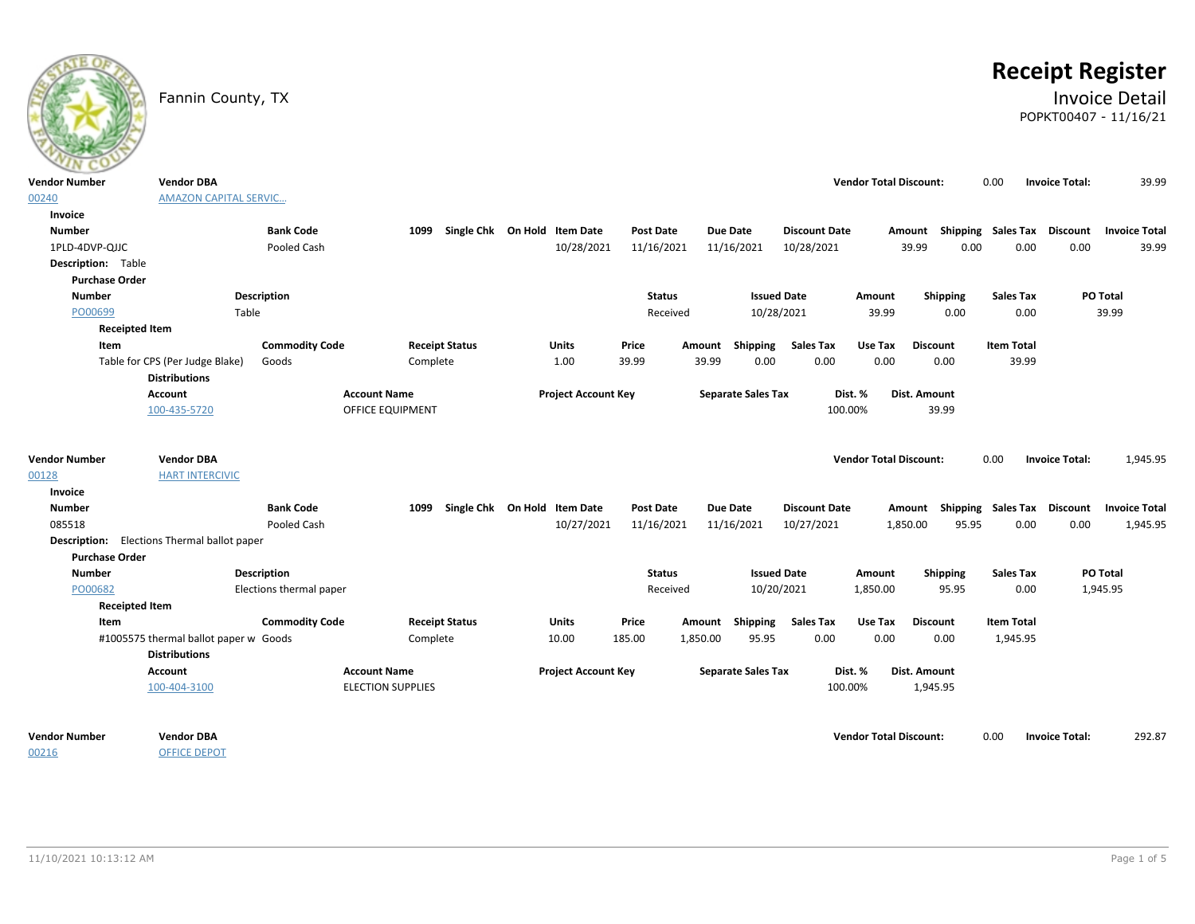# Receipt Register

Fannin County, TX

## Invoice Detail

POPKT00407 - 11/16/21

**Vendor Number:** 00240 **Vendor DBA:** AMAZON CAPITAL SERVIC... **Vendor Total Discount:** 0.00 **Invoice Total:** 39.99

**Invoice**

| Number | Bank Code | 1099 | Single Chk | On Hold | Item Date | Post Date | Due Date | Discount Date | Amount | Shipping | Sales Tax | Discount | Invoice Total |
|---|---|---|---|---|---|---|---|---|---|---|---|---|---|
| 1PLD-4DVP-QJJC | Pooled Cash | | | | 10/28/2021 | 11/16/2021 | 11/16/2021 | 10/28/2021 | 39.99 | 0.00 | 0.00 | 0.00 | 39.99 |

**Description:** Table

**Purchase Order**

| Number | Description | Status | Issued Date | Amount | Shipping | Sales Tax | PO Total |
|---|---|---|---|---|---|---|---|
| PO00699 | Table | Received | 10/28/2021 | 39.99 | 0.00 | 0.00 | 39.99 |

**Receipted Item**

| Item | Commodity Code | Receipt Status | Units | Price | Amount | Shipping | Sales Tax | Use Tax | Discount | Item Total |
|---|---|---|---|---|---|---|---|---|---|---|
| Table for CPS (Per Judge Blake) | Goods | Complete | 1.00 | 39.99 | 39.99 | 0.00 | 0.00 | 0.00 | 0.00 | 39.99 |

**Distributions**

| Account | Account Name | Project Account Key | Separate Sales Tax | Dist. % | Dist. Amount |
|---|---|---|---|---|---|
| 100-435-5720 | OFFICE EQUIPMENT | | | 100.00% | 39.99 |

**Vendor Number:** 00128 **Vendor DBA:** HART INTERCIVIC **Vendor Total Discount:** 0.00 **Invoice Total:** 1,945.95

**Invoice**

| Number | Bank Code | 1099 | Single Chk | On Hold | Item Date | Post Date | Due Date | Discount Date | Amount | Shipping | Sales Tax | Discount | Invoice Total |
|---|---|---|---|---|---|---|---|---|---|---|---|---|---|
| 085518 | Pooled Cash | | | | 10/27/2021 | 11/16/2021 | 11/16/2021 | 10/27/2021 | 1,850.00 | 95.95 | 0.00 | 0.00 | 1,945.95 |

**Description:** Elections Thermal ballot paper

**Purchase Order**

| Number | Description | Status | Issued Date | Amount | Shipping | Sales Tax | PO Total |
|---|---|---|---|---|---|---|---|
| PO00682 | Elections thermal paper | Received | 10/20/2021 | 1,850.00 | 95.95 | 0.00 | 1,945.95 |

**Receipted Item**

| Item | Commodity Code | Receipt Status | Units | Price | Amount | Shipping | Sales Tax | Use Tax | Discount | Item Total |
|---|---|---|---|---|---|---|---|---|---|---|
| #1005575 thermal ballot paper w | Goods | Complete | 10.00 | 185.00 | 1,850.00 | 95.95 | 0.00 | 0.00 | 0.00 | 1,945.95 |

**Distributions**

| Account | Account Name | Project Account Key | Separate Sales Tax | Dist. % | Dist. Amount |
|---|---|---|---|---|---|
| 100-404-3100 | ELECTION SUPPLIES | | | 100.00% | 1,945.95 |

**Vendor Number:** 00216 **Vendor DBA:** OFFICE DEPOT **Vendor Total Discount:** 0.00 **Invoice Total:** 292.87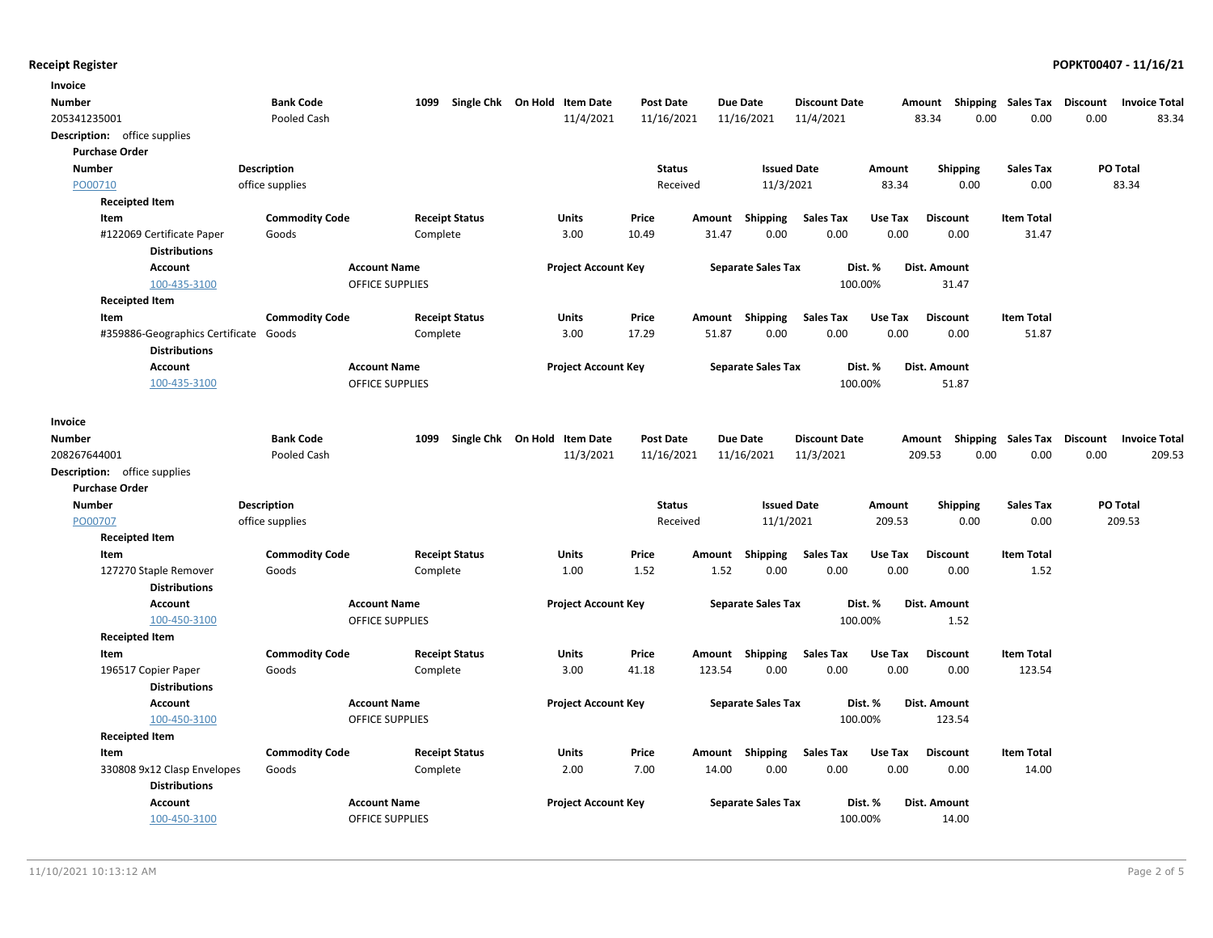**Receipt Register** **POPKT00407 - 11/16/21**

**Invoice**

| Number | Bank Code | 1099 | Single Chk | On Hold | Item Date | Post Date | Due Date | Discount Date | Amount | Shipping | Sales Tax | Discount | Invoice Total |
|---|---|---|---|---|---|---|---|---|---|---|---|---|---|
| 205341235001 | Pooled Cash | | | | 11/4/2021 | 11/16/2021 | 11/16/2021 | 11/4/2021 | 83.34 | 0.00 | 0.00 | 0.00 | 83.34 |

**Description:** office supplies

**Purchase Order**

| Number | Description | Status | Issued Date | Amount | Shipping | Sales Tax | PO Total |
|---|---|---|---|---|---|---|---|
| PO00710 | office supplies | Received | 11/3/2021 | 83.34 | 0.00 | 0.00 | 83.34 |

**Receipted Item**

| Item | Commodity Code | Receipt Status | Units | Price | Amount | Shipping | Sales Tax | Use Tax | Discount | Item Total |
|---|---|---|---|---|---|---|---|---|---|---|
| #122069 Certificate Paper | Goods | Complete | 3.00 | 10.49 | 31.47 | 0.00 | 0.00 | 0.00 | 0.00 | 31.47 |

**Distributions**

| Account | Account Name | Project Account Key | Separate Sales Tax | Dist. % | Dist. Amount |
|---|---|---|---|---|---|
| 100-435-3100 | OFFICE SUPPLIES | | | 100.00% | 31.47 |

**Receipted Item**

| Item | Commodity Code | Receipt Status | Units | Price | Amount | Shipping | Sales Tax | Use Tax | Discount | Item Total |
|---|---|---|---|---|---|---|---|---|---|---|
| #359886-Geographics Certificate | Goods | Complete | 3.00 | 17.29 | 51.87 | 0.00 | 0.00 | 0.00 | 0.00 | 51.87 |

**Distributions**

| Account | Account Name | Project Account Key | Separate Sales Tax | Dist. % | Dist. Amount |
|---|---|---|---|---|---|
| 100-435-3100 | OFFICE SUPPLIES | | | 100.00% | 51.87 |

**Invoice**

| Number | Bank Code | 1099 | Single Chk | On Hold | Item Date | Post Date | Due Date | Discount Date | Amount | Shipping | Sales Tax | Discount | Invoice Total |
|---|---|---|---|---|---|---|---|---|---|---|---|---|---|
| 208267644001 | Pooled Cash | | | | 11/3/2021 | 11/16/2021 | 11/16/2021 | 11/3/2021 | 209.53 | 0.00 | 0.00 | 0.00 | 209.53 |

**Description:** office supplies

**Purchase Order**

| Number | Description | Status | Issued Date | Amount | Shipping | Sales Tax | PO Total |
|---|---|---|---|---|---|---|---|
| PO00707 | office supplies | Received | 11/1/2021 | 209.53 | 0.00 | 0.00 | 209.53 |

**Receipted Item**

| Item | Commodity Code | Receipt Status | Units | Price | Amount | Shipping | Sales Tax | Use Tax | Discount | Item Total |
|---|---|---|---|---|---|---|---|---|---|---|
| 127270 Staple Remover | Goods | Complete | 1.00 | 1.52 | 1.52 | 0.00 | 0.00 | 0.00 | 0.00 | 1.52 |

**Distributions**

| Account | Account Name | Project Account Key | Separate Sales Tax | Dist. % | Dist. Amount |
|---|---|---|---|---|---|
| 100-450-3100 | OFFICE SUPPLIES | | | 100.00% | 1.52 |

**Receipted Item**

| Item | Commodity Code | Receipt Status | Units | Price | Amount | Shipping | Sales Tax | Use Tax | Discount | Item Total |
|---|---|---|---|---|---|---|---|---|---|---|
| 196517 Copier Paper | Goods | Complete | 3.00 | 41.18 | 123.54 | 0.00 | 0.00 | 0.00 | 0.00 | 123.54 |

**Distributions**

| Account | Account Name | Project Account Key | Separate Sales Tax | Dist. % | Dist. Amount |
|---|---|---|---|---|---|
| 100-450-3100 | OFFICE SUPPLIES | | | 100.00% | 123.54 |

**Receipted Item**

| Item | Commodity Code | Receipt Status | Units | Price | Amount | Shipping | Sales Tax | Use Tax | Discount | Item Total |
|---|---|---|---|---|---|---|---|---|---|---|
| 330808 9x12 Clasp Envelopes | Goods | Complete | 2.00 | 7.00 | 14.00 | 0.00 | 0.00 | 0.00 | 0.00 | 14.00 |

**Distributions**

| Account | Account Name | Project Account Key | Separate Sales Tax | Dist. % | Dist. Amount |
|---|---|---|---|---|---|
| 100-450-3100 | OFFICE SUPPLIES | | | 100.00% | 14.00 |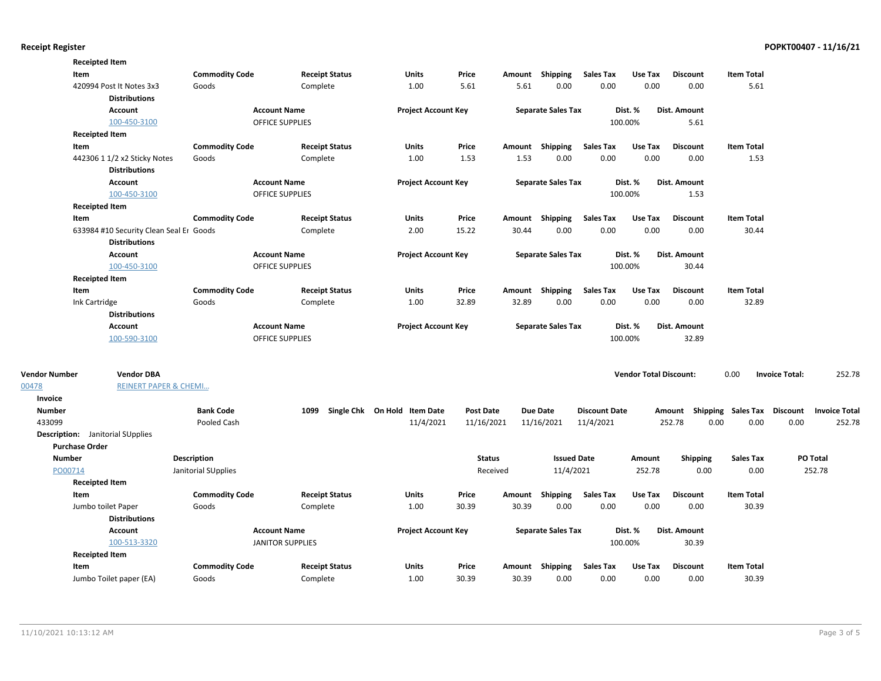**Receipted Item**

| Item | Commodity Code | Receipt Status | Units | Price | Amount | Shipping | Sales Tax | Use Tax | Discount | Item Total |
|---|---|---|---|---|---|---|---|---|---|---|
| 420994 Post It Notes 3x3 | Goods | Complete | 1.00 | 5.61 | 5.61 | 0.00 | 0.00 | 0.00 | 0.00 | 5.61 |

**Distributions**

| Account | Account Name | Project Account Key | Separate Sales Tax | Dist. % | Dist. Amount |
|---|---|---|---|---|---|
| 100-450-3100 | OFFICE SUPPLIES | | | 100.00% | 5.61 |

**Receipted Item**

| Item | Commodity Code | Receipt Status | Units | Price | Amount | Shipping | Sales Tax | Use Tax | Discount | Item Total |
|---|---|---|---|---|---|---|---|---|---|---|
| 442306 1 1/2 x2 Sticky Notes | Goods | Complete | 1.00 | 1.53 | 1.53 | 0.00 | 0.00 | 0.00 | 0.00 | 1.53 |

**Distributions**

| Account | Account Name | Project Account Key | Separate Sales Tax | Dist. % | Dist. Amount |
|---|---|---|---|---|---|
| 100-450-3100 | OFFICE SUPPLIES | | | 100.00% | 1.53 |

**Receipted Item**

| Item | Commodity Code | Receipt Status | Units | Price | Amount | Shipping | Sales Tax | Use Tax | Discount | Item Total |
|---|---|---|---|---|---|---|---|---|---|---|
| 633984 #10 Security Clean Seal Er | Goods | Complete | 2.00 | 15.22 | 30.44 | 0.00 | 0.00 | 0.00 | 0.00 | 30.44 |

**Distributions**

| Account | Account Name | Project Account Key | Separate Sales Tax | Dist. % | Dist. Amount |
|---|---|---|---|---|---|
| 100-450-3100 | OFFICE SUPPLIES | | | 100.00% | 30.44 |

**Receipted Item**

| Item | Commodity Code | Receipt Status | Units | Price | Amount | Shipping | Sales Tax | Use Tax | Discount | Item Total |
|---|---|---|---|---|---|---|---|---|---|---|
| Ink Cartridge | Goods | Complete | 1.00 | 32.89 | 32.89 | 0.00 | 0.00 | 0.00 | 0.00 | 32.89 |

**Distributions**

| Account | Account Name | Project Account Key | Separate Sales Tax | Dist. % | Dist. Amount |
|---|---|---|---|---|---|
| 100-590-3100 | OFFICE SUPPLIES | | | 100.00% | 32.89 |

| Vendor Number | Vendor DBA | Vendor Total Discount: | Invoice Total: |
|---|---|---|---|
| 00478 | REINERT PAPER & CHEMI... | 0.00 | 252.78 |

**Invoice**

| Number | Bank Code | 1099 | Single Chk | On Hold | Item Date | Post Date | Due Date | Discount Date | Amount | Shipping | Sales Tax | Discount | Invoice Total |
|---|---|---|---|---|---|---|---|---|---|---|---|---|---|
| 433099 | Pooled Cash | | | | 11/4/2021 | 11/16/2021 | 11/16/2021 | 11/4/2021 | 252.78 | 0.00 | 0.00 | 0.00 | 252.78 |

**Description:** Janitorial SUpplies

**Purchase Order**

| Number | Description | Status | Issued Date | Amount | Shipping | Sales Tax | PO Total |
|---|---|---|---|---|---|---|---|
| PO00714 | Janitorial SUpplies | Received | 11/4/2021 | 252.78 | 0.00 | 0.00 | 252.78 |

**Receipted Item**

| Item | Commodity Code | Receipt Status | Units | Price | Amount | Shipping | Sales Tax | Use Tax | Discount | Item Total |
|---|---|---|---|---|---|---|---|---|---|---|
| Jumbo toilet Paper | Goods | Complete | 1.00 | 30.39 | 30.39 | 0.00 | 0.00 | 0.00 | 0.00 | 30.39 |

**Distributions**

| Account | Account Name | Project Account Key | Separate Sales Tax | Dist. % | Dist. Amount |
|---|---|---|---|---|---|
| 100-513-3320 | JANITOR SUPPLIES | | | 100.00% | 30.39 |

**Receipted Item**

| Item | Commodity Code | Receipt Status | Units | Price | Amount | Shipping | Sales Tax | Use Tax | Discount | Item Total |
|---|---|---|---|---|---|---|---|---|---|---|
| Jumbo Toilet paper (EA) | Goods | Complete | 1.00 | 30.39 | 30.39 | 0.00 | 0.00 | 0.00 | 0.00 | 30.39 |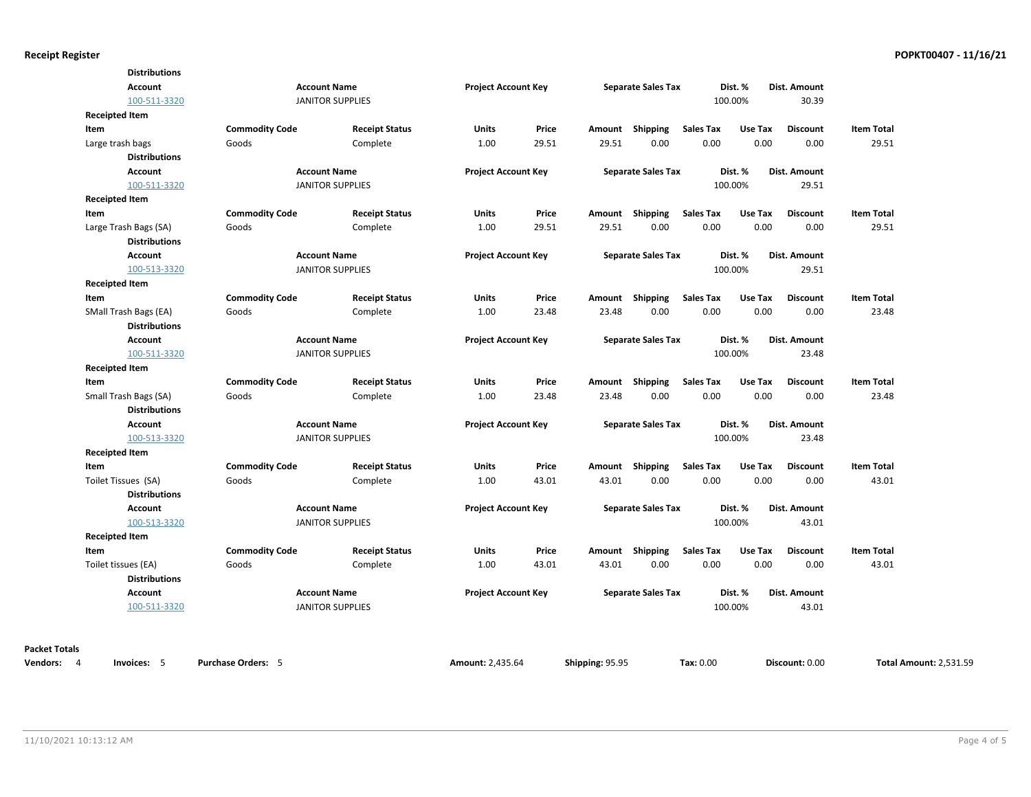**Distributions**

| Account | Account Name | Project Account Key | Separate Sales Tax | Dist. % | Dist. Amount |
|---|---|---|---|---|---|
| 100-511-3320 | JANITOR SUPPLIES | | | 100.00% | 30.39 |

**Receipted Item**

| Item | Commodity Code | Receipt Status | Units | Price | Amount | Shipping | Sales Tax | Use Tax | Discount | Item Total |
|---|---|---|---|---|---|---|---|---|---|---|
| Large trash bags | Goods | Complete | 1.00 | 29.51 | 29.51 | 0.00 | 0.00 | 0.00 | 0.00 | 29.51 |

**Distributions**

| Account | Account Name | Project Account Key | Separate Sales Tax | Dist. % | Dist. Amount |
|---|---|---|---|---|---|
| 100-511-3320 | JANITOR SUPPLIES | | | 100.00% | 29.51 |

**Receipted Item**

| Item | Commodity Code | Receipt Status | Units | Price | Amount | Shipping | Sales Tax | Use Tax | Discount | Item Total |
|---|---|---|---|---|---|---|---|---|---|---|
| Large Trash Bags (SA) | Goods | Complete | 1.00 | 29.51 | 29.51 | 0.00 | 0.00 | 0.00 | 0.00 | 29.51 |

**Distributions**

| Account | Account Name | Project Account Key | Separate Sales Tax | Dist. % | Dist. Amount |
|---|---|---|---|---|---|
| 100-513-3320 | JANITOR SUPPLIES | | | 100.00% | 29.51 |

**Receipted Item**

| Item | Commodity Code | Receipt Status | Units | Price | Amount | Shipping | Sales Tax | Use Tax | Discount | Item Total |
|---|---|---|---|---|---|---|---|---|---|---|
| SMall Trash Bags (EA) | Goods | Complete | 1.00 | 23.48 | 23.48 | 0.00 | 0.00 | 0.00 | 0.00 | 23.48 |

**Distributions**

| Account | Account Name | Project Account Key | Separate Sales Tax | Dist. % | Dist. Amount |
|---|---|---|---|---|---|
| 100-511-3320 | JANITOR SUPPLIES | | | 100.00% | 23.48 |

**Receipted Item**

| Item | Commodity Code | Receipt Status | Units | Price | Amount | Shipping | Sales Tax | Use Tax | Discount | Item Total |
|---|---|---|---|---|---|---|---|---|---|---|
| Small Trash Bags (SA) | Goods | Complete | 1.00 | 23.48 | 23.48 | 0.00 | 0.00 | 0.00 | 0.00 | 23.48 |

**Distributions**

| Account | Account Name | Project Account Key | Separate Sales Tax | Dist. % | Dist. Amount |
|---|---|---|---|---|---|
| 100-513-3320 | JANITOR SUPPLIES | | | 100.00% | 23.48 |

**Receipted Item**

| Item | Commodity Code | Receipt Status | Units | Price | Amount | Shipping | Sales Tax | Use Tax | Discount | Item Total |
|---|---|---|---|---|---|---|---|---|---|---|
| Toilet Tissues (SA) | Goods | Complete | 1.00 | 43.01 | 43.01 | 0.00 | 0.00 | 0.00 | 0.00 | 43.01 |

**Distributions**

| Account | Account Name | Project Account Key | Separate Sales Tax | Dist. % | Dist. Amount |
|---|---|---|---|---|---|
| 100-513-3320 | JANITOR SUPPLIES | | | 100.00% | 43.01 |

**Receipted Item**

| Item | Commodity Code | Receipt Status | Units | Price | Amount | Shipping | Sales Tax | Use Tax | Discount | Item Total |
|---|---|---|---|---|---|---|---|---|---|---|
| Toilet tissues (EA) | Goods | Complete | 1.00 | 43.01 | 43.01 | 0.00 | 0.00 | 0.00 | 0.00 | 43.01 |

**Distributions**

| Account | Account Name | Project Account Key | Separate Sales Tax | Dist. % | Dist. Amount |
|---|---|---|---|---|---|
| 100-511-3320 | JANITOR SUPPLIES | | | 100.00% | 43.01 |

**Packet Totals**

**Vendors:** 4 **Invoices:** 5 **Purchase Orders:** 5 **Amount:** 2,435.64 **Shipping:** 95.95 **Tax:** 0.00 **Discount:** 0.00 **Total Amount:** 2,531.59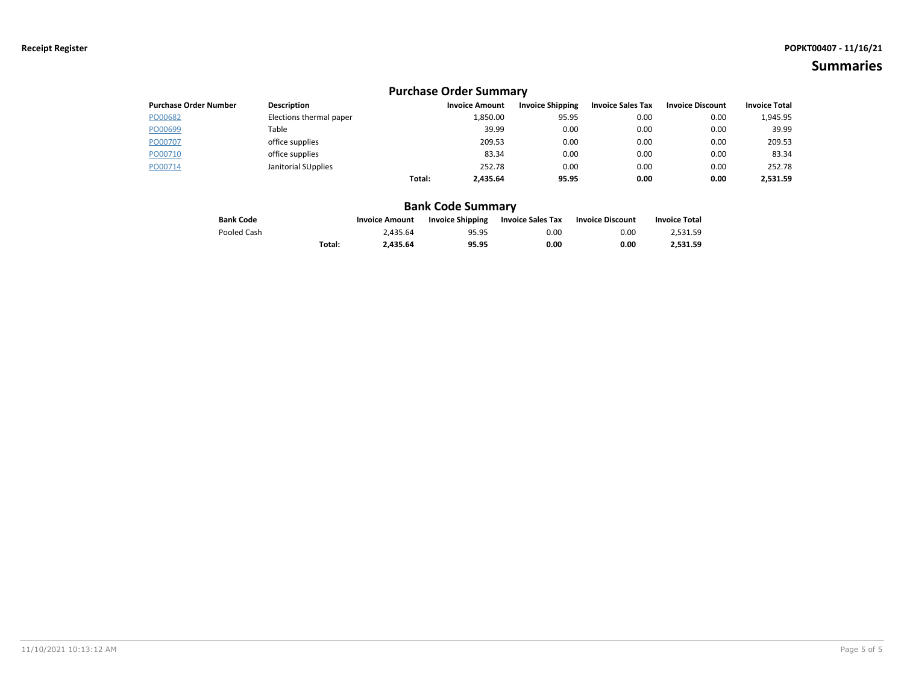## Summaries

### Purchase Order Summary

| Purchase Order Number | Description | | Invoice Amount | Invoice Shipping | Invoice Sales Tax | Invoice Discount | Invoice Total |
|---|---|---|---|---|---|---|---|
| PO00682 | Elections thermal paper | | 1,850.00 | 95.95 | 0.00 | 0.00 | 1,945.95 |
| PO00699 | Table | | 39.99 | 0.00 | 0.00 | 0.00 | 39.99 |
| PO00707 | office supplies | | 209.53 | 0.00 | 0.00 | 0.00 | 209.53 |
| PO00710 | office supplies | | 83.34 | 0.00 | 0.00 | 0.00 | 83.34 |
| PO00714 | Janitorial SUpplies | | 252.78 | 0.00 | 0.00 | 0.00 | 252.78 |
| | | **Total:** | **2,435.64** | **95.95** | **0.00** | **0.00** | **2,531.59** |

### Bank Code Summary

| Bank Code | | Invoice Amount | Invoice Shipping | Invoice Sales Tax | Invoice Discount | Invoice Total |
|---|---|---|---|---|---|---|
| Pooled Cash | | 2,435.64 | 95.95 | 0.00 | 0.00 | 2,531.59 |
| | **Total:** | **2,435.64** | **95.95** | **0.00** | **0.00** | **2,531.59** |